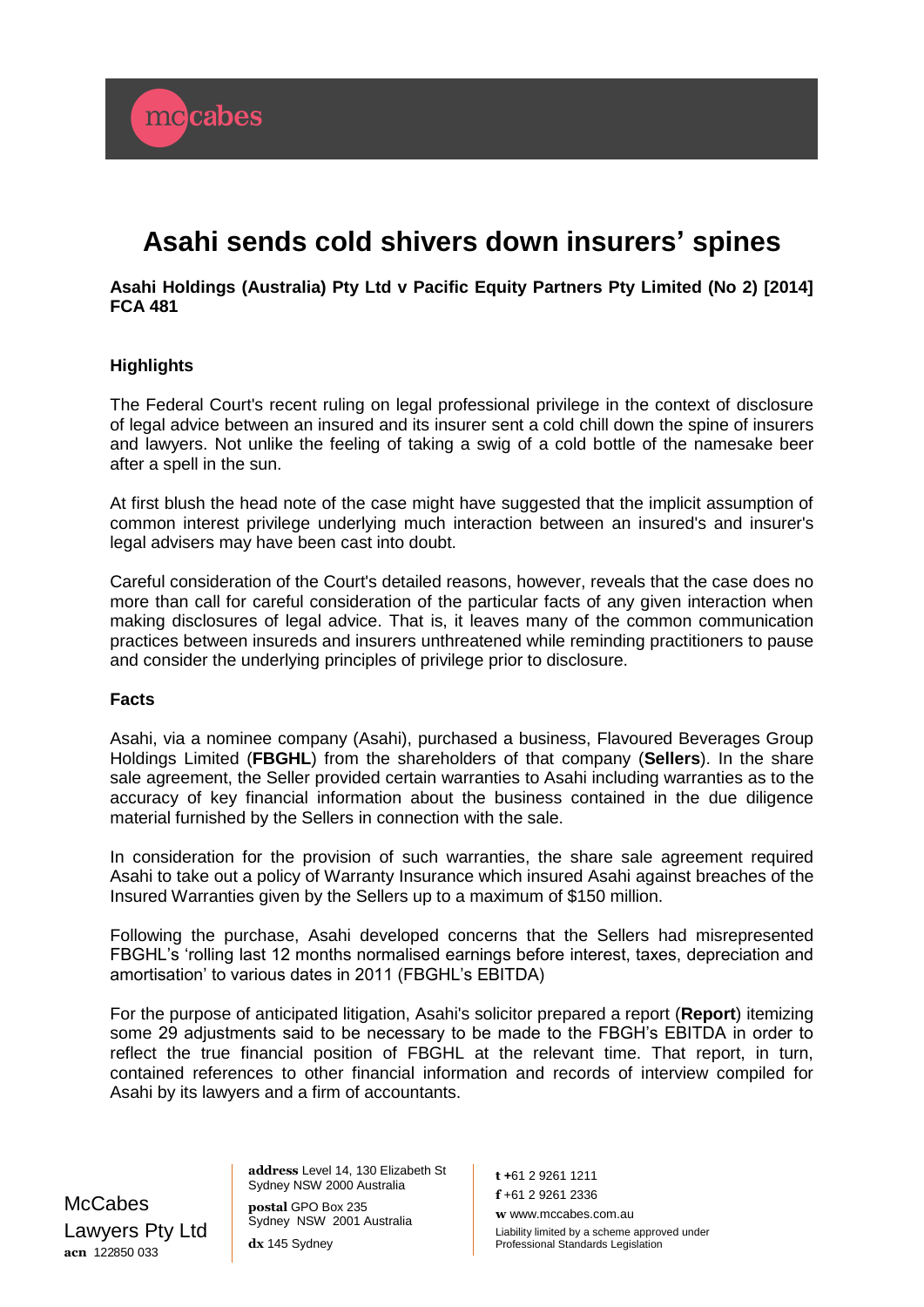# Asahi sends cold shivers down insurers' spines

**Asahi Holdings (Australia) Pty Ltd v Pacific Equity Partners Pty Limited (No 2) [2014] FCA 481**

**Highlights**

The Federal Court's recent ruling on legal professional privilege in the context of disclosure of legal advice between an insured and its insurer sent a cold chill down the spine of insurers and lawyers. Not unlike the feeling of taking a swig of a cold bottle of the namesake beer after a spell in the sun.

At first blush the head note of the case might have suggested that the implicit assumption of common interest privilege underlying much interaction between an insured's and insurer's legal advisers may have been cast into doubt.

Careful consideration of the Court's detailed reasons, however, reveals that the case does no more than call for careful consideration of the particular facts of any given interaction when making disclosures of legal advice. That is, it leaves many of the common communication practices between insureds and insurers unthreatened while reminding practitioners to pause and consider the underlying principles of privilege prior to disclosure.

**Facts**

Asahi, via a nominee company (Asahi), purchased a business, Flavoured Beverages Group Holdings Limited (**FBGHL**) from the shareholders of that company (**Sellers**). In the share sale agreement, the Seller provided certain warranties to Asahi including warranties as to the accuracy of key financial information about the business contained in the due diligence material furnished by the Sellers in connection with the sale.

In consideration for the provision of such warranties, the share sale agreement required Asahi to take out a policy of Warranty Insurance which insured Asahi against breaches of the Insured Warranties given by the Sellers up to a maximum of $150 million.

Following the purchase, Asahi developed concerns that the Sellers had misrepresented FBGHL's 'rolling last 12 months normalised earnings before interest, taxes, depreciation and amortisation' to various dates in 2011 (FBGHL's EBITDA)

For the purpose of anticipated litigation, Asahi's solicitor prepared a report (**Report**) itemizing some 29 adjustments said to be necessary to be made to the FBGH's EBITDA in order to reflect the true financial position of FBGHL at the relevant time. That report, in turn, contained references to other financial information and records of interview compiled for Asahi by its lawyers and a firm of accountants.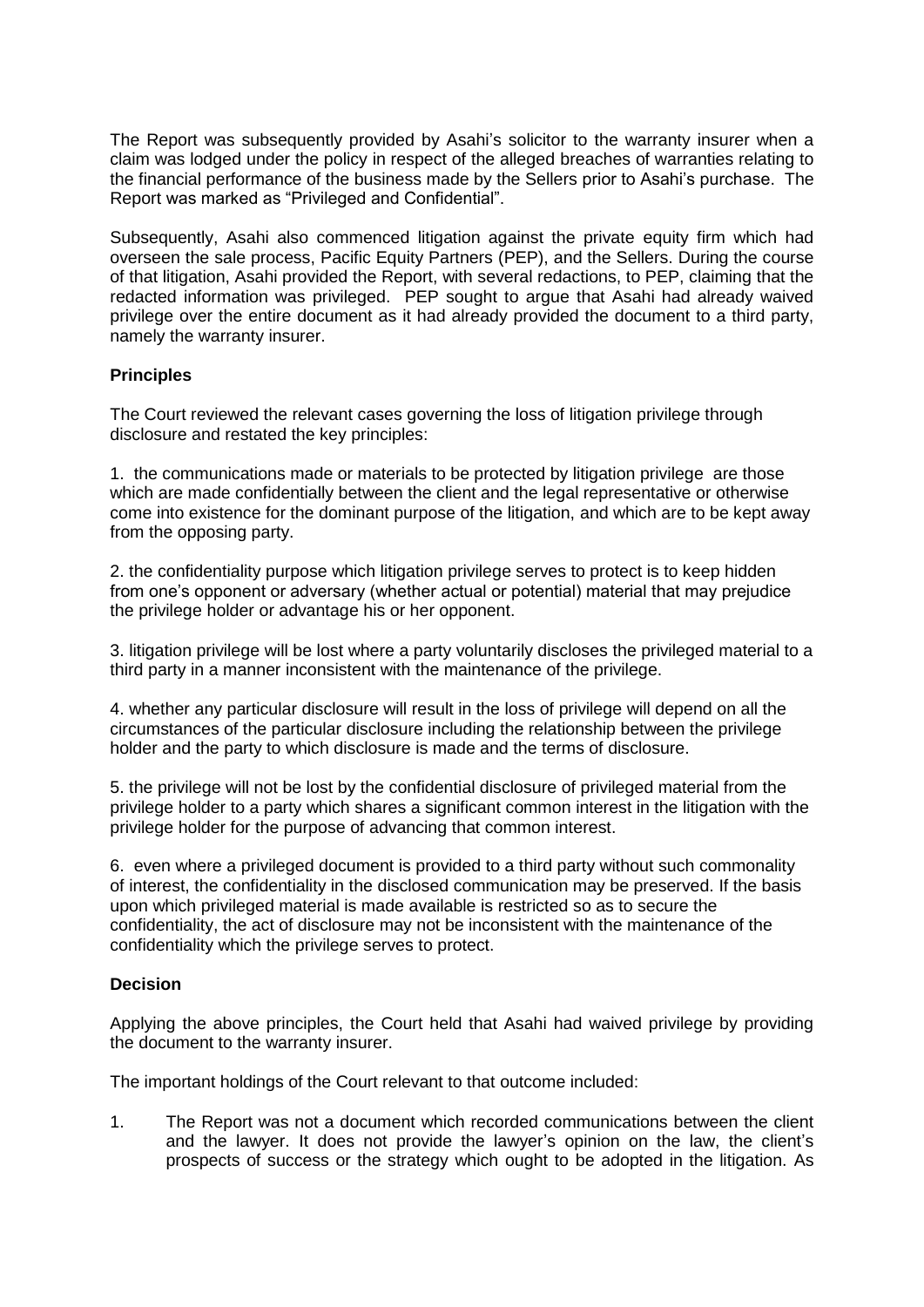The Report was subsequently provided by Asahi's solicitor to the warranty insurer when a claim was lodged under the policy in respect of the alleged breaches of warranties relating to the financial performance of the business made by the Sellers prior to Asahi's purchase. The Report was marked as "Privileged and Confidential".

Subsequently, Asahi also commenced litigation against the private equity firm which had overseen the sale process, Pacific Equity Partners (PEP), and the Sellers. During the course of that litigation, Asahi provided the Report, with several redactions, to PEP, claiming that the redacted information was privileged. PEP sought to argue that Asahi had already waived privilege over the entire document as it had already provided the document to a third party, namely the warranty insurer.

**Principles**

The Court reviewed the relevant cases governing the loss of litigation privilege through disclosure and restated the key principles:

1. the communications made or materials to be protected by litigation privilege are those which are made confidentially between the client and the legal representative or otherwise come into existence for the dominant purpose of the litigation, and which are to be kept away from the opposing party.

2. the confidentiality purpose which litigation privilege serves to protect is to keep hidden from one's opponent or adversary (whether actual or potential) material that may prejudice the privilege holder or advantage his or her opponent.

3. litigation privilege will be lost where a party voluntarily discloses the privileged material to a third party in a manner inconsistent with the maintenance of the privilege.

4. whether any particular disclosure will result in the loss of privilege will depend on all the circumstances of the particular disclosure including the relationship between the privilege holder and the party to which disclosure is made and the terms of disclosure.

5. the privilege will not be lost by the confidential disclosure of privileged material from the privilege holder to a party which shares a significant common interest in the litigation with the privilege holder for the purpose of advancing that common interest.

6. even where a privileged document is provided to a third party without such commonality of interest, the confidentiality in the disclosed communication may be preserved. If the basis upon which privileged material is made available is restricted so as to secure the confidentiality, the act of disclosure may not be inconsistent with the maintenance of the confidentiality which the privilege serves to protect.

**Decision**

Applying the above principles, the Court held that Asahi had waived privilege by providing the document to the warranty insurer.

The important holdings of the Court relevant to that outcome included:

1. The Report was not a document which recorded communications between the client and the lawyer. It does not provide the lawyer's opinion on the law, the client's prospects of success or the strategy which ought to be adopted in the litigation. As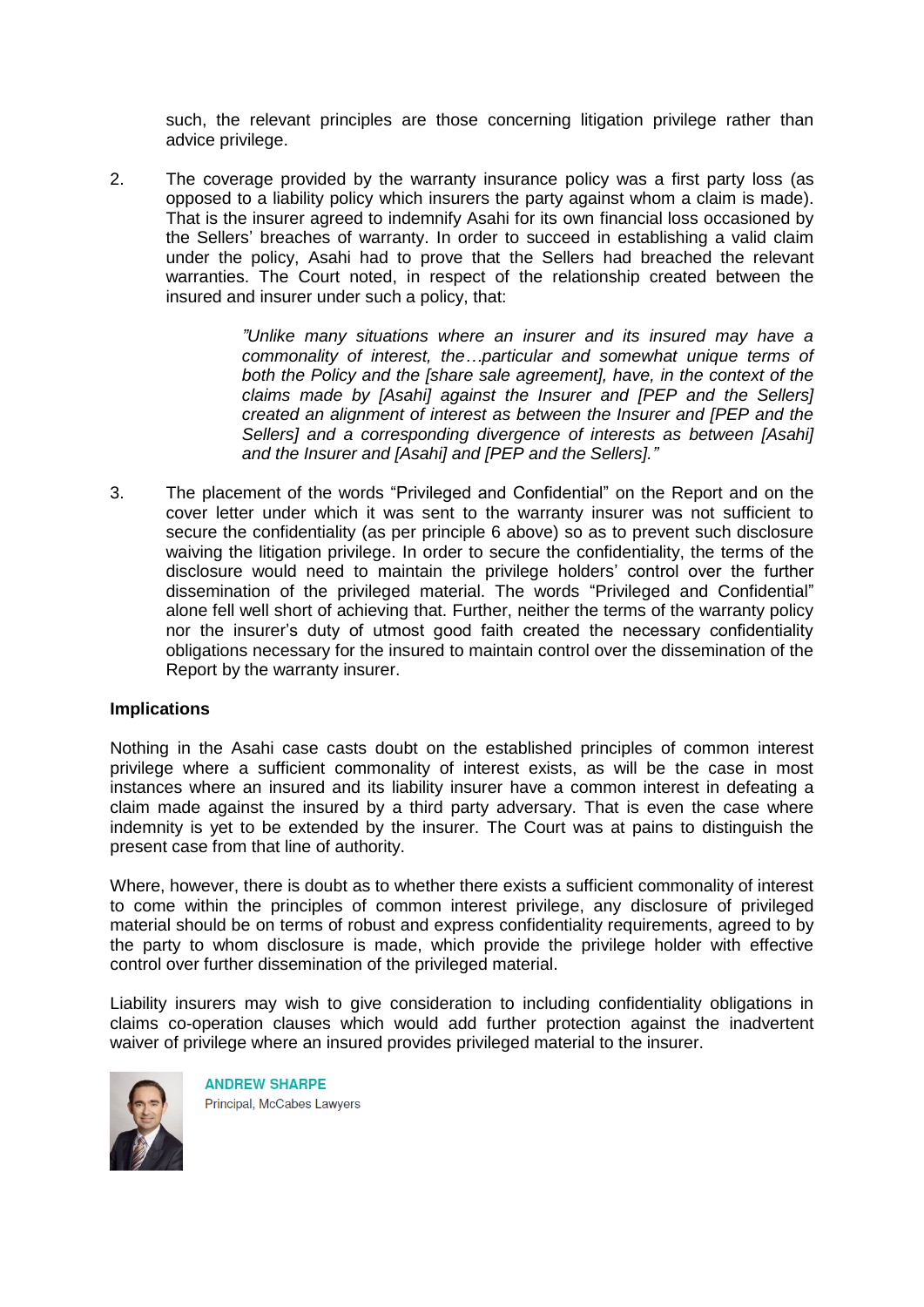such, the relevant principles are those concerning litigation privilege rather than advice privilege.

2. The coverage provided by the warranty insurance policy was a first party loss (as opposed to a liability policy which insurers the party against whom a claim is made). That is the insurer agreed to indemnify Asahi for its own financial loss occasioned by the Sellers' breaches of warranty. In order to succeed in establishing a valid claim under the policy, Asahi had to prove that the Sellers had breached the relevant warranties. The Court noted, in respect of the relationship created between the insured and insurer under such a policy, that:

   > *"Unlike many situations where an insurer and its insured may have a commonality of interest, the…particular and somewhat unique terms of both the Policy and the [share sale agreement], have, in the context of the claims made by [Asahi] against the Insurer and [PEP and the Sellers] created an alignment of interest as between the Insurer and [PEP and the Sellers] and a corresponding divergence of interests as between [Asahi] and the Insurer and [Asahi] and [PEP and the Sellers]."*

3. The placement of the words "Privileged and Confidential" on the Report and on the cover letter under which it was sent to the warranty insurer was not sufficient to secure the confidentiality (as per principle 6 above) so as to prevent such disclosure waiving the litigation privilege. In order to secure the confidentiality, the terms of the disclosure would need to maintain the privilege holders' control over the further dissemination of the privileged material. The words "Privileged and Confidential" alone fell well short of achieving that. Further, neither the terms of the warranty policy nor the insurer's duty of utmost good faith created the necessary confidentiality obligations necessary for the insured to maintain control over the dissemination of the Report by the warranty insurer.

**Implications**

Nothing in the Asahi case casts doubt on the established principles of common interest privilege where a sufficient commonality of interest exists, as will be the case in most instances where an insured and its liability insurer have a common interest in defeating a claim made against the insured by a third party adversary. That is even the case where indemnity is yet to be extended by the insurer. The Court was at pains to distinguish the present case from that line of authority.

Where, however, there is doubt as to whether there exists a sufficient commonality of interest to come within the principles of common interest privilege, any disclosure of privileged material should be on terms of robust and express confidentiality requirements, agreed to by the party to whom disclosure is made, which provide the privilege holder with effective control over further dissemination of the privileged material.

Liability insurers may wish to give consideration to including confidentiality obligations in claims co-operation clauses which would add further protection against the inadvertent waiver of privilege where an insured provides privileged material to the insurer.

**ANDREW SHARPE**
Principal, McCabes Lawyers